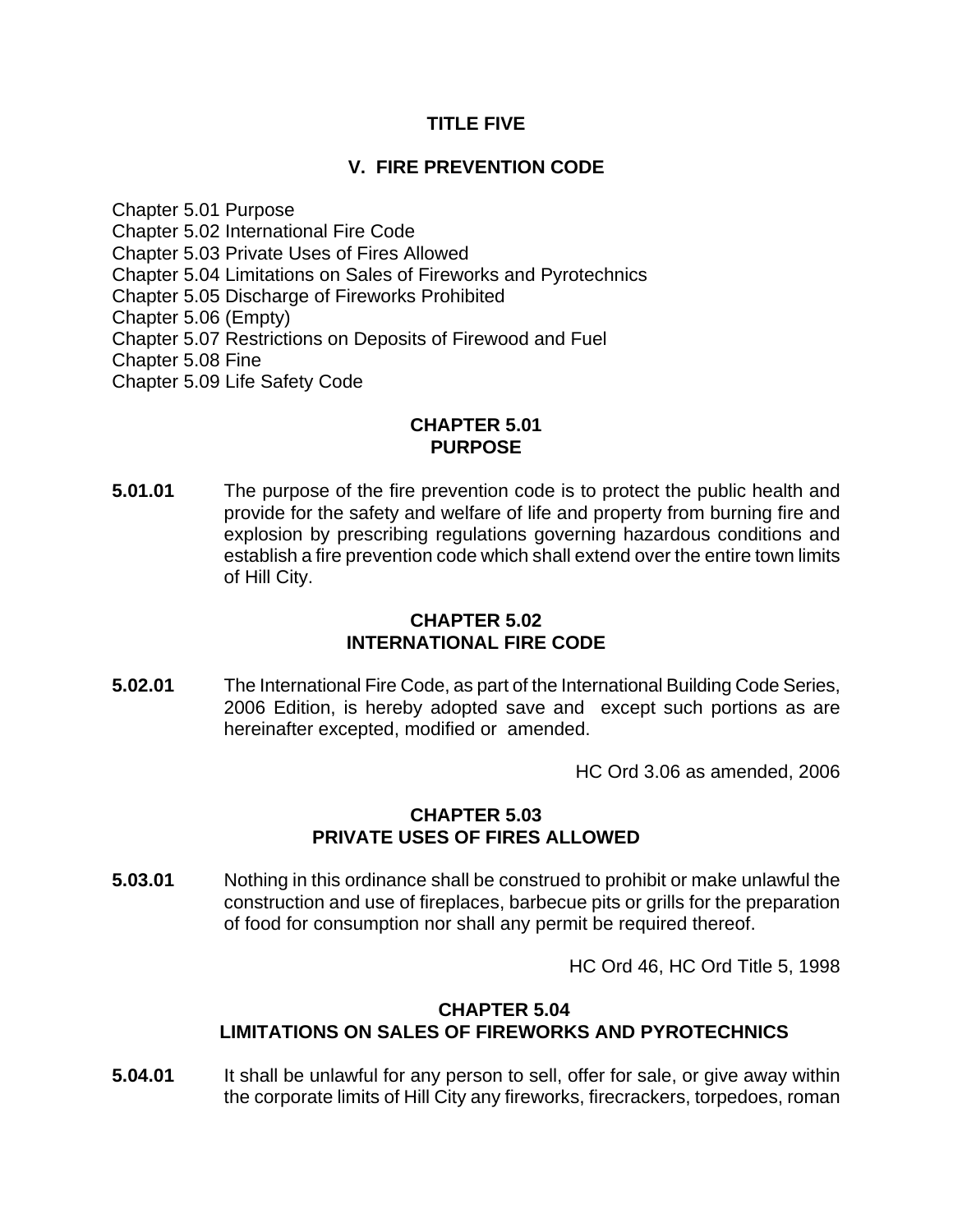# TITLE FIVE

## V. FIRE PREVENTION CODE

Chapter 5.01 Purpose
Chapter 5.02 International Fire Code
Chapter 5.03 Private Uses of Fires Allowed
Chapter 5.04 Limitations on Sales of Fireworks and Pyrotechnics
Chapter 5.05 Discharge of Fireworks Prohibited
Chapter 5.06 (Empty)
Chapter 5.07 Restrictions on Deposits of Firewood and Fuel
Chapter 5.08 Fine
Chapter 5.09 Life Safety Code

### CHAPTER 5.01
### PURPOSE

**5.01.01** The purpose of the fire prevention code is to protect the public health and provide for the safety and welfare of life and property from burning fire and explosion by prescribing regulations governing hazardous conditions and establish a fire prevention code which shall extend over the entire town limits of Hill City.

### CHAPTER 5.02
### INTERNATIONAL FIRE CODE

**5.02.01** The International Fire Code, as part of the International Building Code Series, 2006 Edition, is hereby adopted save and except such portions as are hereinafter excepted, modified or amended.

HC Ord 3.06 as amended, 2006

### CHAPTER 5.03
### PRIVATE USES OF FIRES ALLOWED

**5.03.01** Nothing in this ordinance shall be construed to prohibit or make unlawful the construction and use of fireplaces, barbecue pits or grills for the preparation of food for consumption nor shall any permit be required thereof.

HC Ord 46, HC Ord Title 5, 1998

### CHAPTER 5.04
### LIMITATIONS ON SALES OF FIREWORKS AND PYROTECHNICS

**5.04.01** It shall be unlawful for any person to sell, offer for sale, or give away within the corporate limits of Hill City any fireworks, firecrackers, torpedoes, roman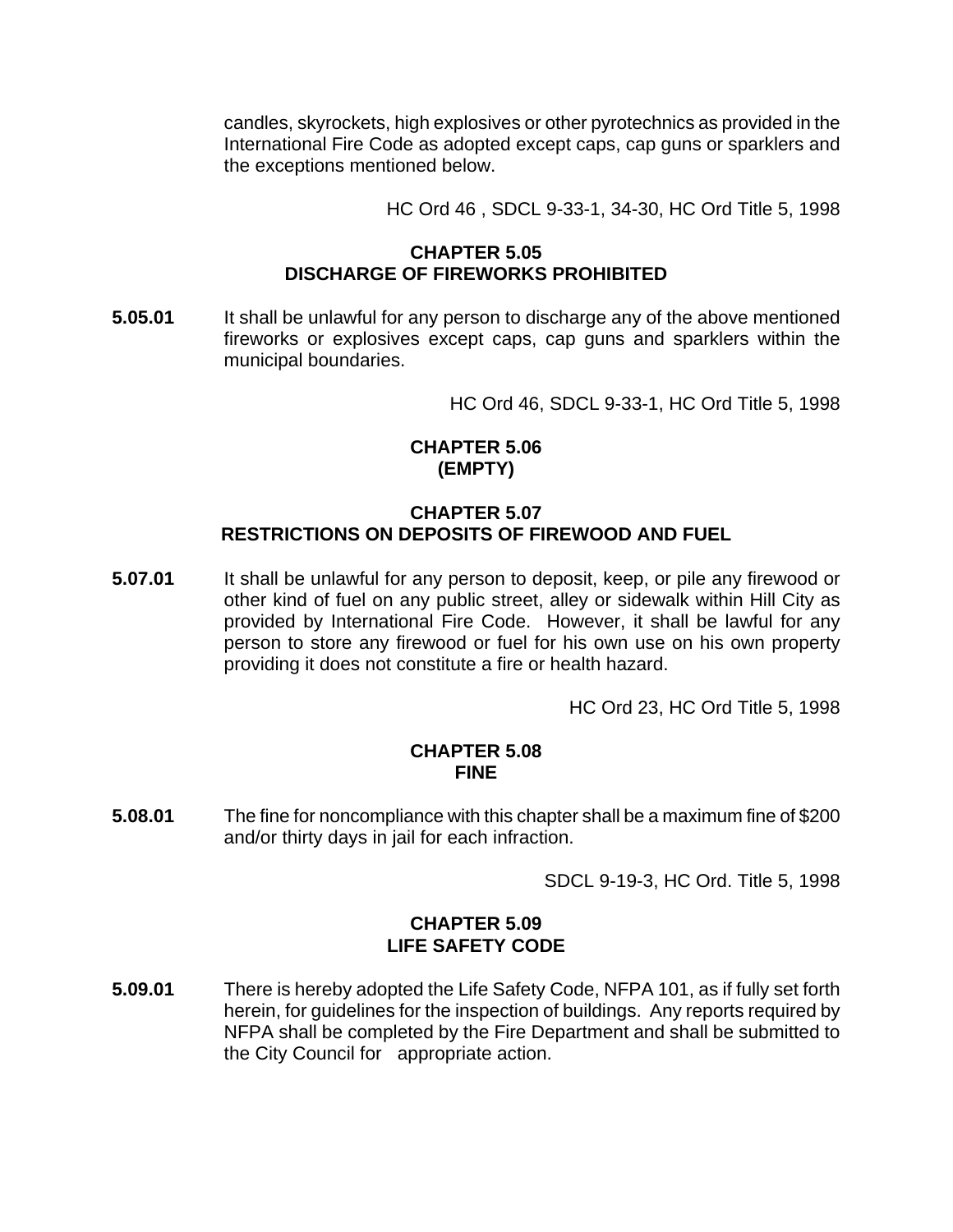candles, skyrockets, high explosives or other pyrotechnics as provided in the International Fire Code as adopted except caps, cap guns or sparklers and the exceptions mentioned below.

HC Ord 46 , SDCL 9-33-1, 34-30, HC Ord Title 5, 1998

## CHAPTER 5.05
## DISCHARGE OF FIREWORKS PROHIBITED

**5.05.01** It shall be unlawful for any person to discharge any of the above mentioned fireworks or explosives except caps, cap guns and sparklers within the municipal boundaries.

HC Ord 46, SDCL 9-33-1, HC Ord Title 5, 1998

## CHAPTER 5.06
## (EMPTY)

## CHAPTER 5.07
## RESTRICTIONS ON DEPOSITS OF FIREWOOD AND FUEL

**5.07.01** It shall be unlawful for any person to deposit, keep, or pile any firewood or other kind of fuel on any public street, alley or sidewalk within Hill City as provided by International Fire Code. However, it shall be lawful for any person to store any firewood or fuel for his own use on his own property providing it does not constitute a fire or health hazard.

HC Ord 23, HC Ord Title 5, 1998

## CHAPTER 5.08
## FINE

**5.08.01** The fine for noncompliance with this chapter shall be a maximum fine of $200 and/or thirty days in jail for each infraction.

SDCL 9-19-3, HC Ord. Title 5, 1998

## CHAPTER 5.09
## LIFE SAFETY CODE

**5.09.01** There is hereby adopted the Life Safety Code, NFPA 101, as if fully set forth herein, for guidelines for the inspection of buildings. Any reports required by NFPA shall be completed by the Fire Department and shall be submitted to the City Council for appropriate action.